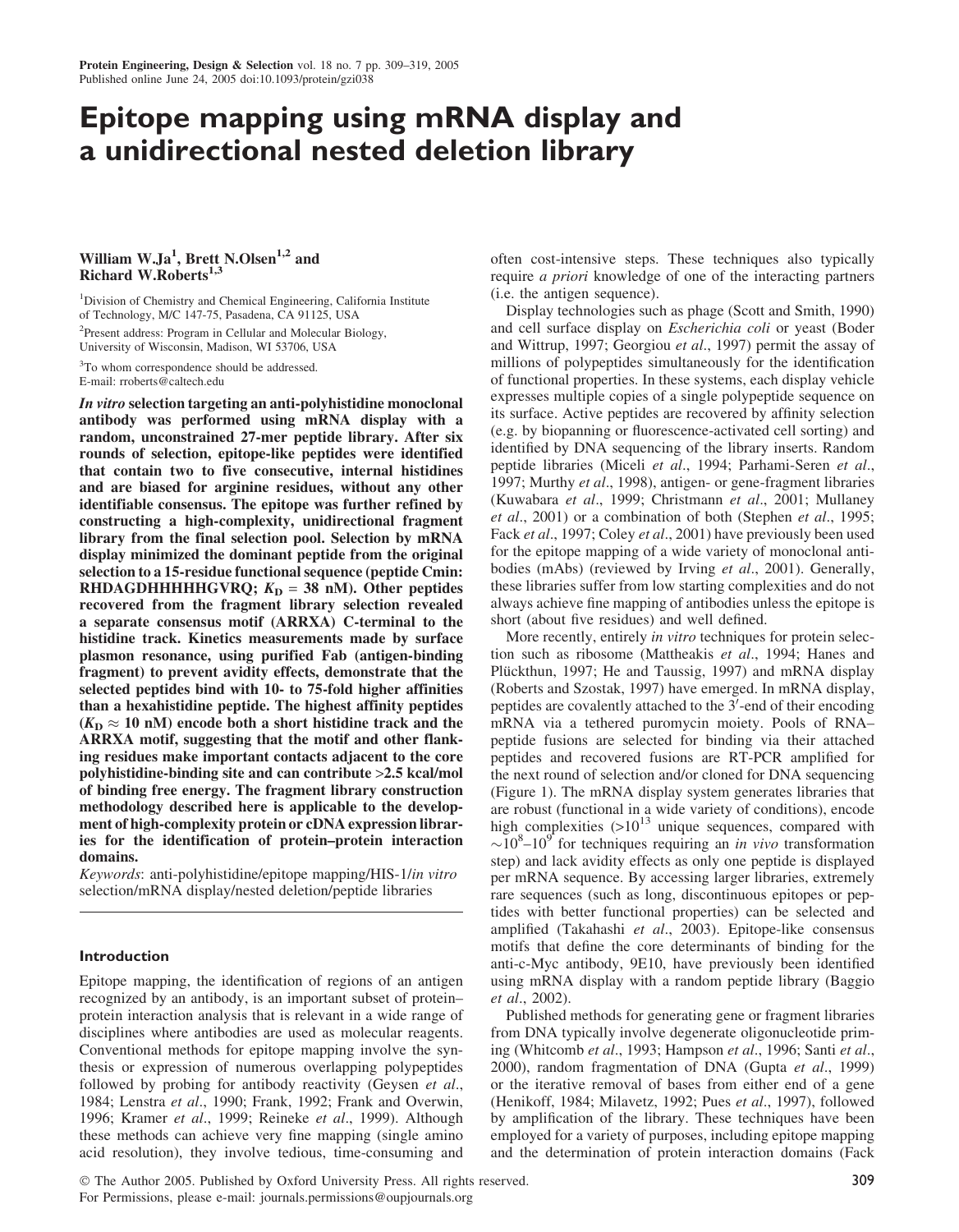# Epitope mapping using mRNA display and a unidirectional nested deletion library

**William W.Ja[1], Brett N.Olsen[1,2] and Richard W.Roberts[1,3]**

[1]Division of Chemistry and Chemical Engineering, California Institute of Technology, M/C 147-75, Pasadena, CA 91125, USA

[2]Present address: Program in Cellular and Molecular Biology, University of Wisconsin, Madison, WI 53706, USA

[3]To whom correspondence should be addressed. E-mail: rroberts@caltech.edu

***In vitro*** **selection targeting an anti-polyhistidine monoclonal antibody was performed using mRNA display with a random, unconstrained 27-mer peptide library. After six rounds of selection, epitope-like peptides were identified that contain two to five consecutive, internal histidines and are biased for arginine residues, without any other identifiable consensus. The epitope was further refined by constructing a high-complexity, unidirectional fragment library from the final selection pool. Selection by mRNA display minimized the dominant peptide from the original selection to a 15-residue functional sequence (peptide Cmin: RHDAGDHHHHHGVRQ; $K_D$ = 38 nM). Other peptides recovered from the fragment library selection revealed a separate consensus motif (ARRXA) C-terminal to the histidine track. Kinetics measurements made by surface plasmon resonance, using purified Fab (antigen-binding fragment) to prevent avidity effects, demonstrate that the selected peptides bind with 10- to 75-fold higher affinities than a hexahistidine peptide. The highest affinity peptides ($K_D \approx 10$ nM) encode both a short histidine track and the ARRXA motif, suggesting that the motif and other flanking residues make important contacts adjacent to the core polyhistidine-binding site and can contribute >2.5 kcal/mol of binding free energy. The fragment library construction methodology described here is applicable to the development of high-complexity protein or cDNA expression libraries for the identification of protein–protein interaction domains.**

*Keywords*: anti-polyhistidine/epitope mapping/HIS-1/*in vitro* selection/mRNA display/nested deletion/peptide libraries

## Introduction

Epitope mapping, the identification of regions of an antigen recognized by an antibody, is an important subset of protein–protein interaction analysis that is relevant in a wide range of disciplines where antibodies are used as molecular reagents. Conventional methods for epitope mapping involve the synthesis or expression of numerous overlapping polypeptides followed by probing for antibody reactivity (Geysen *et al*., 1984; Lenstra *et al*., 1990; Frank, 1992; Frank and Overwin, 1996; Kramer *et al*., 1999; Reineke *et al*., 1999). Although these methods can achieve very fine mapping (single amino acid resolution), they involve tedious, time-consuming and often cost-intensive steps. These techniques also typically require *a priori* knowledge of one of the interacting partners (i.e. the antigen sequence).

Display technologies such as phage (Scott and Smith, 1990) and cell surface display on *Escherichia coli* or yeast (Boder and Wittrup, 1997; Georgiou *et al*., 1997) permit the assay of millions of polypeptides simultaneously for the identification of functional properties. In these systems, each display vehicle expresses multiple copies of a single polypeptide sequence on its surface. Active peptides are recovered by affinity selection (e.g. by biopanning or fluorescence-activated cell sorting) and identified by DNA sequencing of the library inserts. Random peptide libraries (Miceli *et al*., 1994; Parhami-Seren *et al*., 1997; Murthy *et al*., 1998), antigen- or gene-fragment libraries (Kuwabara *et al*., 1999; Christmann *et al*., 2001; Mullaney *et al*., 2001) or a combination of both (Stephen *et al*., 1995; Fack *et al*., 1997; Coley *et al*., 2001) have previously been used for the epitope mapping of a wide variety of monoclonal antibodies (mAbs) (reviewed by Irving *et al*., 2001). Generally, these libraries suffer from low starting complexities and do not always achieve fine mapping of antibodies unless the epitope is short (about five residues) and well defined.

More recently, entirely *in vitro* techniques for protein selection such as ribosome (Mattheakis *et al*., 1994; Hanes and Plückthun, 1997; He and Taussig, 1997) and mRNA display (Roberts and Szostak, 1997) have emerged. In mRNA display, peptides are covalently attached to the 3′-end of their encoding mRNA via a tethered puromycin moiety. Pools of RNA–peptide fusions are selected for binding via their attached peptides and recovered fusions are RT-PCR amplified for the next round of selection and/or cloned for DNA sequencing (Figure 1). The mRNA display system generates libraries that are robust (functional in a wide variety of conditions), encode high complexities (>$10^{13}$ unique sequences, compared with ~$10^8$–$10^9$ for techniques requiring an *in vivo* transformation step) and lack avidity effects as only one peptide is displayed per mRNA sequence. By accessing larger libraries, extremely rare sequences (such as long, discontinuous epitopes or peptides with better functional properties) can be selected and amplified (Takahashi *et al*., 2003). Epitope-like consensus motifs that define the core determinants of binding for the anti-c-Myc antibody, 9E10, have previously been identified using mRNA display with a random peptide library (Baggio *et al*., 2002).

Published methods for generating gene or fragment libraries from DNA typically involve degenerate oligonucleotide priming (Whitcomb *et al*., 1993; Hampson *et al*., 1996; Santi *et al*., 2000), random fragmentation of DNA (Gupta *et al*., 1999) or the iterative removal of bases from either end of a gene (Henikoff, 1984; Milavetz, 1992; Pues *et al*., 1997), followed by amplification of the library. These techniques have been employed for a variety of purposes, including epitope mapping and the determination of protein interaction domains (Fack

© The Author 2005. Published by Oxford University Press. All rights reserved. For Permissions, please e-mail: journals.permissions@oupjournals.org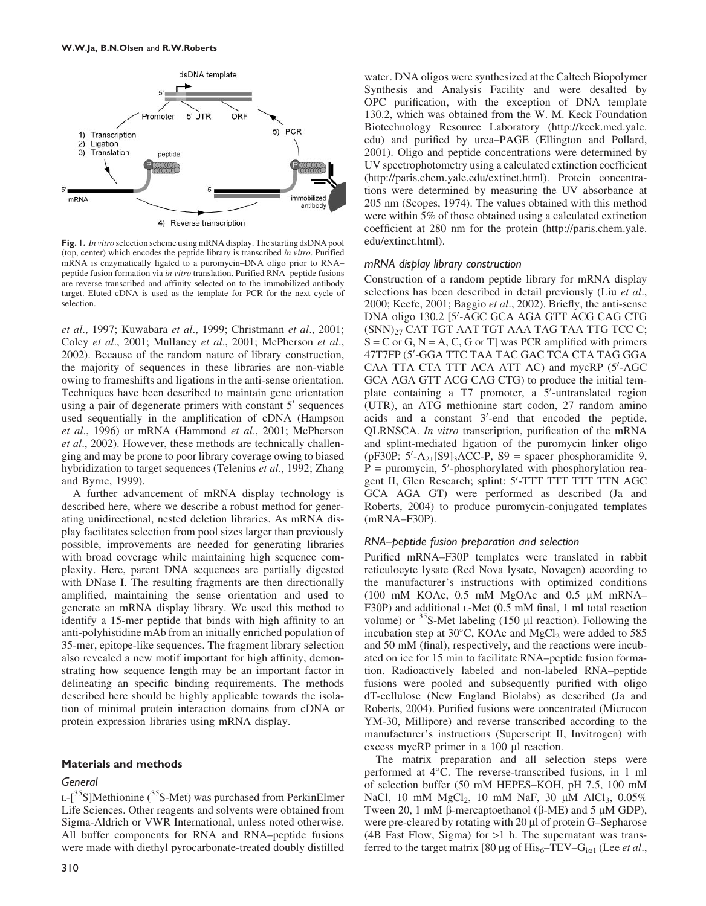**Fig. 1.** *In vitro* selection scheme using mRNA display. The starting dsDNA pool (top, center) which encodes the peptide library is transcribed *in vitro*. Purified mRNA is enzymatically ligated to a puromycin–DNA oligo prior to RNA–peptide fusion formation via *in vitro* translation. Purified RNA–peptide fusions are reverse transcribed and affinity selected on to the immobilized antibody target. Eluted cDNA is used as the template for PCR for the next cycle of selection.

*et al*., 1997; Kuwabara *et al*., 1999; Christmann *et al*., 2001; Coley *et al*., 2001; Mullaney *et al*., 2001; McPherson *et al*., 2002). Because of the random nature of library construction, the majority of sequences in these libraries are non-viable owing to frameshifts and ligations in the anti-sense orientation. Techniques have been described to maintain gene orientation using a pair of degenerate primers with constant 5′ sequences used sequentially in the amplification of cDNA (Hampson *et al*., 1996) or mRNA (Hammond *et al*., 2001; McPherson *et al*., 2002). However, these methods are technically challenging and may be prone to poor library coverage owing to biased hybridization to target sequences (Telenius *et al*., 1992; Zhang and Byrne, 1999).

A further advancement of mRNA display technology is described here, where we describe a robust method for generating unidirectional, nested deletion libraries. As mRNA display facilitates selection from pool sizes larger than previously possible, improvements are needed for generating libraries with broad coverage while maintaining high sequence complexity. Here, parent DNA sequences are partially digested with DNase I. The resulting fragments are then directionally amplified, maintaining the sense orientation and used to generate an mRNA display library. We used this method to identify a 15-mer peptide that binds with high affinity to an anti-polyhistidine mAb from an initially enriched population of 35-mer, epitope-like sequences. The fragment library selection also revealed a new motif important for high affinity, demonstrating how sequence length may be an important factor in delineating an specific binding requirements. The methods described here should be highly applicable towards the isolation of minimal protein interaction domains from cDNA or protein expression libraries using mRNA display.

## Materials and methods

### General

L-[$^{35}$S]Methionine ($^{35}$S-Met) was purchased from PerkinElmer Life Sciences. Other reagents and solvents were obtained from Sigma-Aldrich or VWR International, unless noted otherwise. All buffer components for RNA and RNA–peptide fusions were made with diethyl pyrocarbonate-treated doubly distilled water. DNA oligos were synthesized at the Caltech Biopolymer Synthesis and Analysis Facility and were desalted by OPC purification, with the exception of DNA template 130.2, which was obtained from the W. M. Keck Foundation Biotechnology Resource Laboratory (http://keck.med.yale.edu) and purified by urea–PAGE (Ellington and Pollard, 2001). Oligo and peptide concentrations were determined by UV spectrophotometry using a calculated extinction coefficient (http://paris.chem.yale.edu/extinct.html). Protein concentrations were determined by measuring the UV absorbance at 205 nm (Scopes, 1974). The values obtained with this method were within 5% of those obtained using a calculated extinction coefficient at 280 nm for the protein (http://paris.chem.yale.edu/extinct.html).

### mRNA display library construction

Construction of a random peptide library for mRNA display selections has been described in detail previously (Liu *et al*., 2000; Keefe, 2001; Baggio *et al*., 2002). Briefly, the anti-sense DNA oligo 130.2 [5′-AGC GCA AGA GTT ACG CAG CTG $(SNN)_{27}$ CAT TGT AAT TGT AAA TAG TAA TTG TCC C; S = C or G, N = A, C, G or T] was PCR amplified with primers 47T7FP (5′-GGA TTC TAA TAC GAC TCA CTA TAG GGA CAA TTA CTA TTT ACA ATT AC) and mycRP (5′-AGC GCA AGA GTT ACG CAG CTG) to produce the initial template containing a T7 promoter, a 5′-untranslated region (UTR), an ATG methionine start codon, 27 random amino acids and a constant 3′-end that encoded the peptide, QLRNSCA. *In vitro* transcription, purification of the mRNA and splint-mediated ligation of the puromycin linker oligo (pF30P: 5′-$A_{21}$[S9]$_3$ACC-P, S9 = spacer phosphoramidite 9, P = puromycin, 5′-phosphorylated with phosphorylation reagent II, Glen Research; splint: 5′-TTT TTT TTT TTN AGC GCA AGA GT) were performed as described (Ja and Roberts, 2004) to produce puromycin-conjugated templates (mRNA–F30P).

### RNA–peptide fusion preparation and selection

Purified mRNA–F30P templates were translated in rabbit reticulocyte lysate (Red Nova lysate, Novagen) according to the manufacturer's instructions with optimized conditions (100 mM KOAc, 0.5 mM MgOAc and 0.5 μM mRNA–F30P) and additional L-Met (0.5 mM final, 1 ml total reaction volume) or $^{35}$S-Met labeling (150 μl reaction). Following the incubation step at 30°C, KOAc and $MgCl_2$ were added to 585 and 50 mM (final), respectively, and the reactions were incubated on ice for 15 min to facilitate RNA–peptide fusion formation. Radioactively labeled and non-labeled RNA–peptide fusions were pooled and subsequently purified with oligo dT-cellulose (New England Biolabs) as described (Ja and Roberts, 2004). Purified fusions were concentrated (Microcon YM-30, Millipore) and reverse transcribed according to the manufacturer's instructions (Superscript II, Invitrogen) with excess mycRP primer in a 100 μl reaction.

The matrix preparation and all selection steps were performed at 4°C. The reverse-transcribed fusions, in 1 ml of selection buffer (50 mM HEPES–KOH, pH 7.5, 100 mM NaCl, 10 mM $MgCl_2$, 10 mM NaF, 30 μM $AlCl_3$, 0.05% Tween 20, 1 mM β-mercaptoethanol (β-ME) and 5 μM GDP), were pre-cleared by rotating with 20 μl of protein G–Sepharose (4B Fast Flow, Sigma) for >1 h. The supernatant was transferred to the target matrix [80 μg of $His_6$–TEV–$G_{i\alpha1}$ (Lee *et al*.,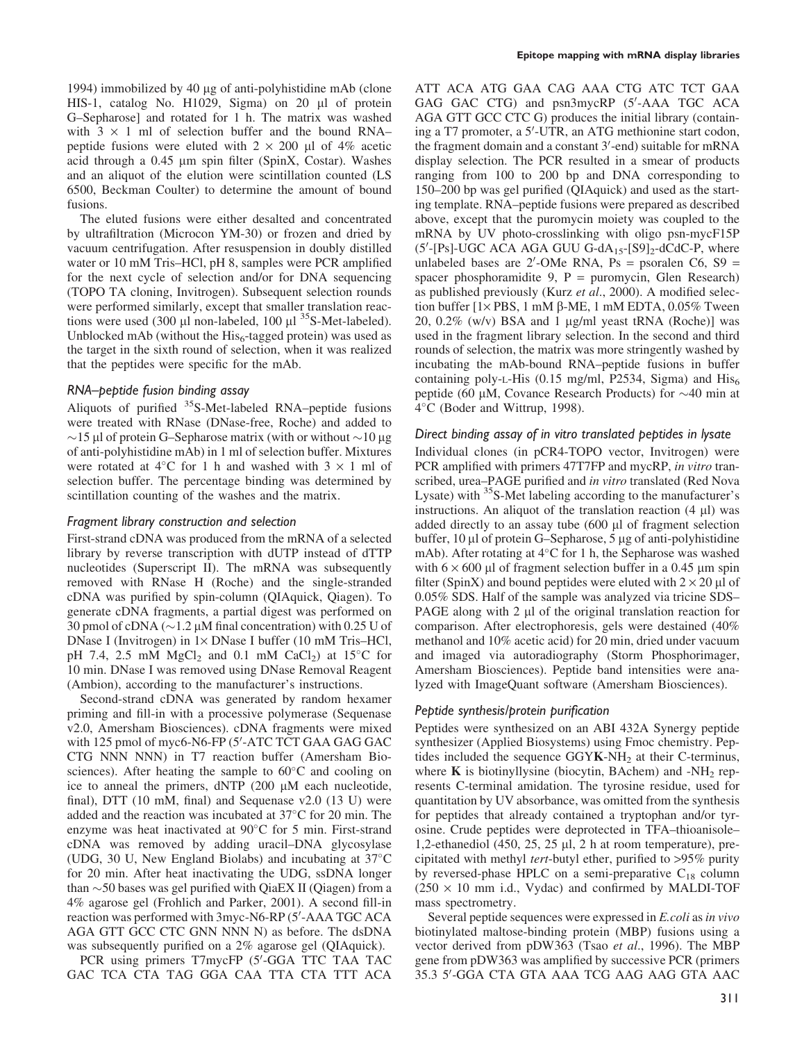1994) immobilized by 40 μg of anti-polyhistidine mAb (clone HIS-1, catalog No. H1029, Sigma) on 20 μl of protein G–Sepharose] and rotated for 1 h. The matrix was washed with 3 × 1 ml of selection buffer and the bound RNA–peptide fusions were eluted with 2 × 200 μl of 4% acetic acid through a 0.45 μm spin filter (SpinX, Costar). Washes and an aliquot of the elution were scintillation counted (LS 6500, Beckman Coulter) to determine the amount of bound fusions.

The eluted fusions were either desalted and concentrated by ultrafiltration (Microcon YM-30) or frozen and dried by vacuum centrifugation. After resuspension in doubly distilled water or 10 mM Tris–HCl, pH 8, samples were PCR amplified for the next cycle of selection and/or for DNA sequencing (TOPO TA cloning, Invitrogen). Subsequent selection rounds were performed similarly, except that smaller translation reactions were used (300 μl non-labeled, 100 μl $^{35}$S-Met-labeled). Unblocked mAb (without the $His_6$-tagged protein) was used as the target in the sixth round of selection, when it was realized that the peptides were specific for the mAb.

### *RNA–peptide fusion binding assay*

Aliquots of purified $^{35}$S-Met-labeled RNA–peptide fusions were treated with RNase (DNase-free, Roche) and added to ∼15 μl of protein G–Sepharose matrix (with or without ∼10 μg of anti-polyhistidine mAb) in 1 ml of selection buffer. Mixtures were rotated at 4°C for 1 h and washed with 3 × 1 ml of selection buffer. The percentage binding was determined by scintillation counting of the washes and the matrix.

### *Fragment library construction and selection*

First-strand cDNA was produced from the mRNA of a selected library by reverse transcription with dUTP instead of dTTP nucleotides (Superscript II). The mRNA was subsequently removed with RNase H (Roche) and the single-stranded cDNA was purified by spin-column (QIAquick, Qiagen). To generate cDNA fragments, a partial digest was performed on 30 pmol of cDNA (∼1.2 μM final concentration) with 0.25 U of DNase I (Invitrogen) in 1× DNase I buffer (10 mM Tris–HCl, pH 7.4, 2.5 mM $MgCl_2$ and 0.1 mM $CaCl_2$) at 15°C for 10 min. DNase I was removed using DNase Removal Reagent (Ambion), according to the manufacturer's instructions.

Second-strand cDNA was generated by random hexamer priming and fill-in with a processive polymerase (Sequenase v2.0, Amersham Biosciences). cDNA fragments were mixed with 125 pmol of myc6-N6-FP (5′-ATC TCT GAA GAG GAC CTG NNN NNN) in T7 reaction buffer (Amersham Biosciences). After heating the sample to 60°C and cooling on ice to anneal the primers, dNTP (200 μM each nucleotide, final), DTT (10 mM, final) and Sequenase v2.0 (13 U) were added and the reaction was incubated at 37°C for 20 min. The enzyme was heat inactivated at 90°C for 5 min. First-strand cDNA was removed by adding uracil–DNA glycosylase (UDG, 30 U, New England Biolabs) and incubating at 37°C for 20 min. After heat inactivating the UDG, ssDNA longer than ∼50 bases was gel purified with QiaEX II (Qiagen) from a 4% agarose gel (Frohlich and Parker, 2001). A second fill-in reaction was performed with 3myc-N6-RP (5′-AAA TGC ACA AGA GTT GCC CTC GNN NNN N) as before. The dsDNA was subsequently purified on a 2% agarose gel (QIAquick).

PCR using primers T7mycFP (5′-GGA TTC TAA TAC GAC TCA CTA TAG GGA CAA TTA CTA TTT ACA ATT ACA ATG GAA CAG AAA CTG ATC TCT GAA GAG GAC CTG) and psn3mycRP (5′-AAA TGC ACA AGA GTT GCC CTC G) produces the initial library (containing a T7 promoter, a 5′-UTR, an ATG methionine start codon, the fragment domain and a constant 3′-end) suitable for mRNA display selection. The PCR resulted in a smear of products ranging from 100 to 200 bp and DNA corresponding to 150–200 bp was gel purified (QIAquick) and used as the starting template. RNA–peptide fusions were prepared as described above, except that the puromycin moiety was coupled to the mRNA by UV photo-crosslinking with oligo psn-mycF15P (5′-[Ps]-UGC ACA AGA GUU G-$dA_{15}$-$[S9]_2$-dCdC-P, where unlabeled bases are 2′-OMe RNA, Ps = psoralen C6, S9 = spacer phosphoramidite 9, P = puromycin, Glen Research) as published previously (Kurz *et al*., 2000). A modified selection buffer [1× PBS, 1 mM β-ME, 1 mM EDTA, 0.05% Tween 20, 0.2% (w/v) BSA and 1 μg/ml yeast tRNA (Roche)] was used in the fragment library selection. In the second and third rounds of selection, the matrix was more stringently washed by incubating the mAb-bound RNA–peptide fusions in buffer containing poly-L-His (0.15 mg/ml, P2534, Sigma) and $His_6$ peptide (60 μM, Covance Research Products) for ∼40 min at 4°C (Boder and Wittrup, 1998).

### *Direct binding assay of in vitro translated peptides in lysate*

Individual clones (in pCR4-TOPO vector, Invitrogen) were PCR amplified with primers 47T7FP and mycRP, *in vitro* transcribed, urea–PAGE purified and *in vitro* translated (Red Nova Lysate) with $^{35}$S-Met labeling according to the manufacturer's instructions. An aliquot of the translation reaction (4 μl) was added directly to an assay tube (600 μl of fragment selection buffer, 10 μl of protein G–Sepharose, 5 μg of anti-polyhistidine mAb). After rotating at 4°C for 1 h, the Sepharose was washed with 6 × 600 μl of fragment selection buffer in a 0.45 μm spin filter (SpinX) and bound peptides were eluted with 2 × 20 μl of 0.05% SDS. Half of the sample was analyzed via tricine SDS–PAGE along with 2 μl of the original translation reaction for comparison. After electrophoresis, gels were destained (40% methanol and 10% acetic acid) for 20 min, dried under vacuum and imaged via autoradiography (Storm Phosphorimager, Amersham Biosciences). Peptide band intensities were analyzed with ImageQuant software (Amersham Biosciences).

### *Peptide synthesis/protein purification*

Peptides were synthesized on an ABI 432A Synergy peptide synthesizer (Applied Biosystems) using Fmoc chemistry. Peptides included the sequence GGY**K**-$NH_2$ at their C-terminus, where **K** is biotinyllysine (biocytin, BAchem) and -$NH_2$ represents C-terminal amidation. The tyrosine residue, used for quantitation by UV absorbance, was omitted from the synthesis for peptides that already contained a tryptophan and/or tyrosine. Crude peptides were deprotected in TFA–thioanisole–1,2-ethanediol (450, 25, 25 μl, 2 h at room temperature), precipitated with methyl *tert*-butyl ether, purified to >95% purity by reversed-phase HPLC on a semi-preparative $C_{18}$ column (250 × 10 mm i.d., Vydac) and confirmed by MALDI-TOF mass spectrometry.

Several peptide sequences were expressed in *E.coli* as *in vivo* biotinylated maltose-binding protein (MBP) fusions using a vector derived from pDW363 (Tsao *et al*., 1996). The MBP gene from pDW363 was amplified by successive PCR (primers 35.3 5′-GGA CTA GTA AAA TCG AAG AAG GTA AAC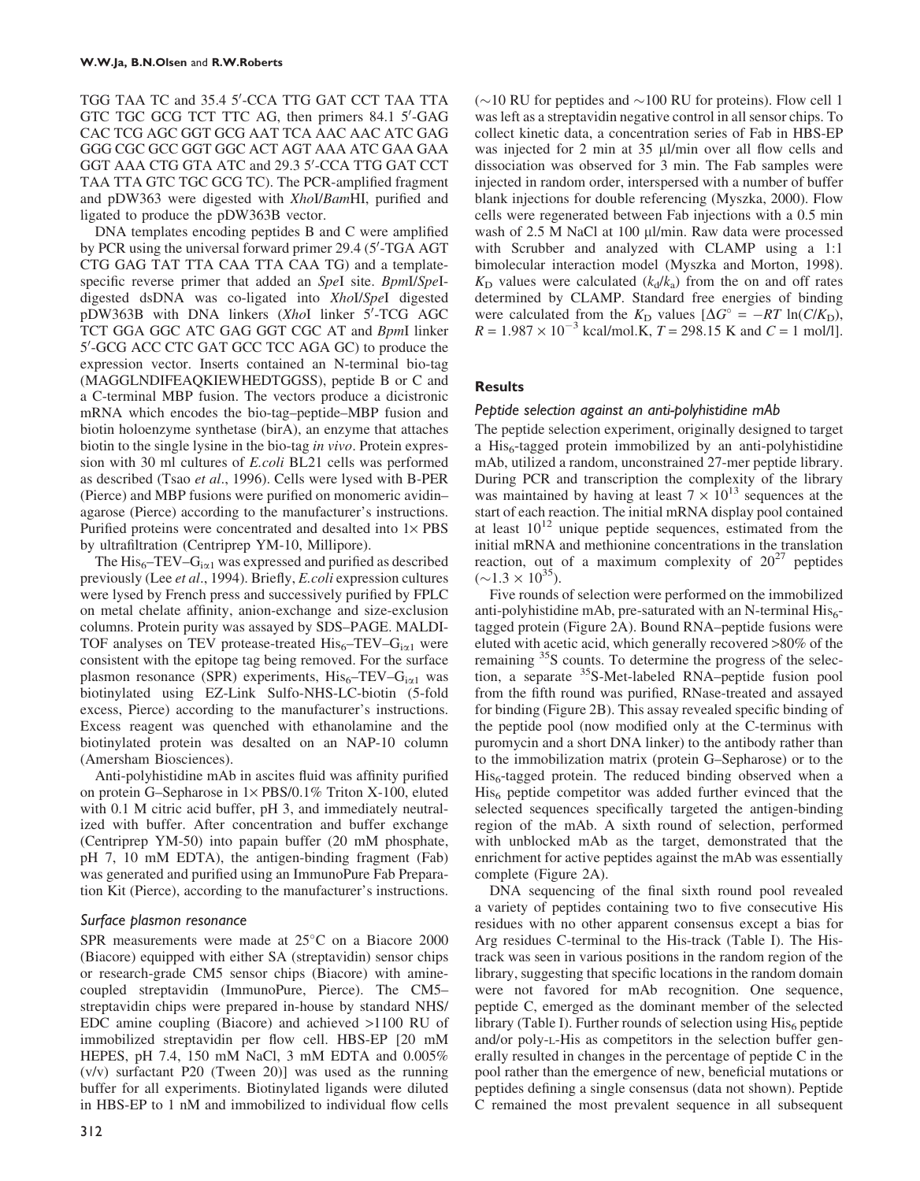TGG TAA TC and 35.4 5′-CCA TTG GAT CCT TAA TTA GTC TGC GCG TCT TTC AG, then primers 84.1 5′-GAG CAC TCG AGC GGT GCG AAT TCA AAC AAC ATC GAG GGG CGC GCC GGT GGC ACT AGT AAA ATC GAA GAA GGT AAA CTG GTA ATC and 29.3 5′-CCA TTG GAT CCT TAA TTA GTC TGC GCG TC). The PCR-amplified fragment and pDW363 were digested with *Xho*I/*Bam*HI, purified and ligated to produce the pDW363B vector.

DNA templates encoding peptides B and C were amplified by PCR using the universal forward primer 29.4 (5′-TGA AGT CTG GAG TAT TTA CAA TTA CAA TG) and a template-specific reverse primer that added an *Spe*I site. *Bpm*I/*Spe*I-digested dsDNA was co-ligated into *Xho*I/*Spe*I digested pDW363B with DNA linkers (*Xho*I linker 5′-TCG AGC TCT GGA GGC ATC GAG GGT CGC AT and *Bpm*I linker 5′-GCG ACC CTC GAT GCC TCC AGA GC) to produce the expression vector. Inserts contained an N-terminal bio-tag (MAGGLNDIFEAQKIEWHEDTGGSS), peptide B or C and a C-terminal MBP fusion. The vectors produce a dicistronic mRNA which encodes the bio-tag–peptide–MBP fusion and biotin holoenzyme synthetase (birA), an enzyme that attaches biotin to the single lysine in the bio-tag *in vivo*. Protein expression with 30 ml cultures of *E.coli* BL21 cells was performed as described (Tsao *et al*., 1996). Cells were lysed with B-PER (Pierce) and MBP fusions were purified on monomeric avidin–agarose (Pierce) according to the manufacturer's instructions. Purified proteins were concentrated and desalted into 1× PBS by ultrafiltration (Centriprep YM-10, Millipore).

The $His_6$–TEV–$G_{i\alpha1}$ was expressed and purified as described previously (Lee *et al*., 1994). Briefly, *E.coli* expression cultures were lysed by French press and successively purified by FPLC on metal chelate affinity, anion-exchange and size-exclusion columns. Protein purity was assayed by SDS–PAGE. MALDI-TOF analyses on TEV protease-treated $His_6$–TEV–$G_{i\alpha1}$ were consistent with the epitope tag being removed. For the surface plasmon resonance (SPR) experiments, $His_6$–TEV–$G_{i\alpha1}$ was biotinylated using EZ-Link Sulfo-NHS-LC-biotin (5-fold excess, Pierce) according to the manufacturer's instructions. Excess reagent was quenched with ethanolamine and the biotinylated protein was desalted on an NAP-10 column (Amersham Biosciences).

Anti-polyhistidine mAb in ascites fluid was affinity purified on protein G–Sepharose in 1× PBS/0.1% Triton X-100, eluted with 0.1 M citric acid buffer, pH 3, and immediately neutralized with buffer. After concentration and buffer exchange (Centriprep YM-50) into papain buffer (20 mM phosphate, pH 7, 10 mM EDTA), the antigen-binding fragment (Fab) was generated and purified using an ImmunoPure Fab Preparation Kit (Pierce), according to the manufacturer's instructions.

### *Surface plasmon resonance*

SPR measurements were made at 25°C on a Biacore 2000 (Biacore) equipped with either SA (streptavidin) sensor chips or research-grade CM5 sensor chips (Biacore) with amine-coupled streptavidin (ImmunoPure, Pierce). The CM5–streptavidin chips were prepared in-house by standard NHS/EDC amine coupling (Biacore) and achieved >1100 RU of immobilized streptavidin per flow cell. HBS-EP [20 mM HEPES, pH 7.4, 150 mM NaCl, 3 mM EDTA and 0.005% (v/v) surfactant P20 (Tween 20)] was used as the running buffer for all experiments. Biotinylated ligands were diluted in HBS-EP to 1 nM and immobilized to individual flow cells (~10 RU for peptides and ~100 RU for proteins). Flow cell 1 was left as a streptavidin negative control in all sensor chips. To collect kinetic data, a concentration series of Fab in HBS-EP was injected for 2 min at 35 μl/min over all flow cells and dissociation was observed for 3 min. The Fab samples were injected in random order, interspersed with a number of buffer blank injections for double referencing (Myszka, 2000). Flow cells were regenerated between Fab injections with a 0.5 min wash of 2.5 M NaCl at 100 μl/min. Raw data were processed with Scrubber and analyzed with CLAMP using a 1:1 bimolecular interaction model (Myszka and Morton, 1998). $K_D$ values were calculated ($k_d/k_a$) from the on and off rates determined by CLAMP. Standard free energies of binding were calculated from the $K_D$ values [$\Delta G^\circ = -RT \ln(C/K_D)$, $R = 1.987 \times 10^{-3}$ kcal/mol.K, $T = 298.15$ K and $C = 1$ mol/l].

## Results

### *Peptide selection against an anti-polyhistidine mAb*

The peptide selection experiment, originally designed to target a $His_6$-tagged protein immobilized by an anti-polyhistidine mAb, utilized a random, unconstrained 27-mer peptide library. During PCR and transcription the complexity of the library was maintained by having at least $7 \times 10^{13}$ sequences at the start of each reaction. The initial mRNA display pool contained at least $10^{12}$ unique peptide sequences, estimated from the initial mRNA and methionine concentrations in the translation reaction, out of a maximum complexity of $20^{27}$ peptides ($\sim 1.3 \times 10^{35}$).

Five rounds of selection were performed on the immobilized anti-polyhistidine mAb, pre-saturated with an N-terminal $His_6$-tagged protein (Figure 2A). Bound RNA–peptide fusions were eluted with acetic acid, which generally recovered >80% of the remaining $^{35}S$ counts. To determine the progress of the selection, a separate $^{35}S$-Met-labeled RNA–peptide fusion pool from the fifth round was purified, RNase-treated and assayed for binding (Figure 2B). This assay revealed specific binding of the peptide pool (now modified only at the C-terminus with puromycin and a short DNA linker) to the antibody rather than to the immobilization matrix (protein G–Sepharose) or to the $His_6$-tagged protein. The reduced binding observed when a $His_6$ peptide competitor was added further evinced that the selected sequences specifically targeted the antigen-binding region of the mAb. A sixth round of selection, performed with unblocked mAb as the target, demonstrated that the enrichment for active peptides against the mAb was essentially complete (Figure 2A).

DNA sequencing of the final sixth round pool revealed a variety of peptides containing two to five consecutive His residues with no other apparent consensus except a bias for Arg residues C-terminal to the His-track (Table I). The His-track was seen in various positions in the random region of the library, suggesting that specific locations in the random domain were not favored for mAb recognition. One sequence, peptide C, emerged as the dominant member of the selected library (Table I). Further rounds of selection using $His_6$ peptide and/or poly-L-His as competitors in the selection buffer generally resulted in changes in the percentage of peptide C in the pool rather than the emergence of new, beneficial mutations or peptides defining a single consensus (data not shown). Peptide C remained the most prevalent sequence in all subsequent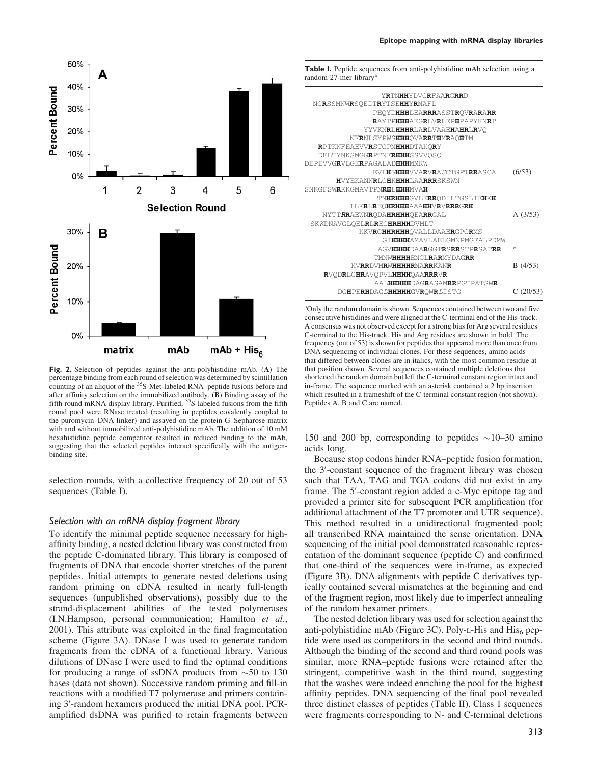Fig. 2. Selection of peptides against the anti-polyhistidine mAb. (**A**) The percentage binding from each round of selection was determined by scintillation counting of an aliquot of the $^{35}$S-Met-labeled RNA–peptide fusions before and after affinity selection on the immobilized antibody. (**B**) Binding assay of the fifth round mRNA display library. Purified, $^{35}$S-labeled fusions from the fifth round pool were RNase treated (resulting in peptides covalently coupled to the puromycin–DNA linker) and assayed on the protein G–Sepharose matrix with and without immobilized anti-polyhistidine mAb. The addition of 10 mM hexahistidine peptide competitor resulted in reduced binding to the mAb, suggesting that the selected peptides interact specifically with the antigen-binding site.

selection rounds, with a collective frequency of 20 out of 53 sequences (Table I).

**Table I.** Peptide sequences from anti-polyhistidine mAb selection using a random 27-mer library[a]

| Sequence | |
|---|---|
| YRTNHHYDVGRFAARGRRD | |
| NGRSSMNWRSQEITRYTSEHHYRMAFL | |
| PEQYDHHHLEARRRASSTRQVRARARR | |
| RAYTPHHHAEGRLVRLEPHPAPYKNRT | |
| YYVKNRLHHHRLARLVAAEHAHRLRVQ | |
| NKRNLSYPWSHHHQVARRTHMRAQHTM | |
| RPTKNFEAEVVRSTGPMHHHDTAKQRY | |
| DFLTYNKSMGGRPTNFRHHHSSVVQSQ | |
| DEPEVVGRVLGERPAGALADHHHMMKW | |
| EVLHGHHHVVARVRASCTGPTRRASCA | (6/53) |
| HVYEKANNRLGHKHHHLAARRRSKSWN | |
| SNKGFSWRKKGMAVTPNRHLHHHMVAH | |
| TNHRHHHGVLERRQDILTGSLIEHKH | |
| ILKRLREQHRHHHAAAHHVRVRRRGRH | |
| NYTTRRAEWNRQDAHRHHHQEARRGAL | A (3/53) |
| SKKDNAVGLQELRLREGHRHHHDVMLT | |
| KKVRGHHRHHHQVALLDAAERGPGRMS | |
| GIHHHHAMAVLAELGMNPMGFALPDMW | |
| AGVHHHHDAARGGTRSRRSTPRSATRR | * |
| TMNWHHHHENGLRARMYDAGRR | |
| KVRRDVMRWHHHHRMARRKANR | B (4/53) |
| RVQDRLGHRAVQPVLHHHHQAARRRVR | |
| AALHHHHHDAGRASAMRRPGTPATSWR | |
| DGHPERHDAGDHHHHHGVRQWRLISTG | C (20/53) |

[a]Only the random domain is shown. Sequences contained between two and five consecutive histidines and were aligned at the C-terminal end of the His-track. A consensus was not observed except for a strong bias for Arg several residues C-terminal to the His-track. His and Arg residues are shown in bold. The frequency (out of 53) is shown for peptides that appeared more than once from DNA sequencing of individual clones. For these sequences, amino acids that differed between clones are in italics, with the most common residue at that position shown. Several sequences contained multiple deletions that shortened the random domain but left the C-terminal constant region intact and in-frame. The sequence marked with an asterisk contained a 2 bp insertion which resulted in a frameshift of the C-terminal constant region (not shown). Peptides A, B and C are named.

### *Selection with an mRNA display fragment library*

To identify the minimal peptide sequence necessary for high-affinity binding, a nested deletion library was constructed from the peptide C-dominated library. This library is composed of fragments of DNA that encode shorter stretches of the parent peptides. Initial attempts to generate nested deletions using random priming on cDNA resulted in nearly full-length sequences (unpublished observations), possibly due to the strand-displacement abilities of the tested polymerases (I.N.Hampson, personal communication; Hamilton *et al*., 2001). This attribute was exploited in the final fragmentation scheme (Figure 3A). DNase I was used to generate random fragments from the cDNA of a functional library. Various dilutions of DNase I were used to find the optimal conditions for producing a range of ssDNA products from ~50 to 130 bases (data not shown). Successive random priming and fill-in reactions with a modified T7 polymerase and primers containing 3′-random hexamers produced the initial DNA pool. PCR-amplified dsDNA was purified to retain fragments between 150 and 200 bp, corresponding to peptides ~10–30 amino acids long.

Because stop codons hinder RNA–peptide fusion formation, the 3′-constant sequence of the fragment library was chosen such that TAA, TAG and TGA codons did not exist in any frame. The 5′-constant region added a c-Myc epitope tag and provided a primer site for subsequent PCR amplification (for additional attachment of the T7 promoter and UTR sequence). This method resulted in a unidirectional fragmented pool; all transcribed RNA maintained the sense orientation. DNA sequencing of the initial pool demonstrated reasonable representation of the dominant sequence (peptide C) and confirmed that one-third of the sequences were in-frame, as expected (Figure 3B). DNA alignments with peptide C derivatives typically contained several mismatches at the beginning and end of the fragment region, most likely due to imperfect annealing of the random hexamer primers.

The nested deletion library was used for selection against the anti-polyhistidine mAb (Figure 3C). Poly-L-His and His$_6$ peptide were used as competitors in the second and third rounds. Although the binding of the second and third round pools was similar, more RNA–peptide fusions were retained after the stringent, competitive wash in the third round, suggesting that the washes were indeed enriching the pool for the highest affinity peptides. DNA sequencing of the final pool revealed three distinct classes of peptides (Table II). Class 1 sequences were fragments corresponding to N- and C-terminal deletions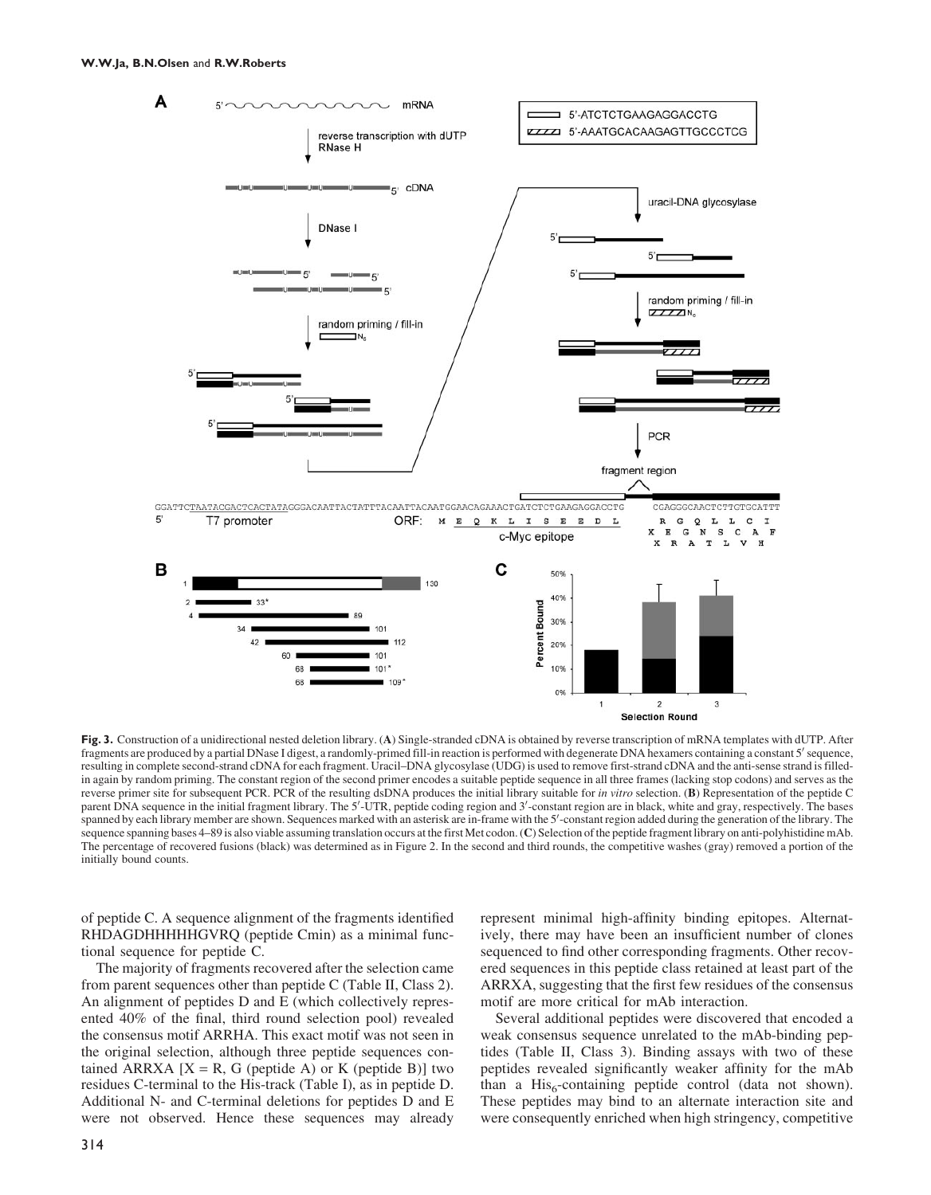**Fig. 3.** Construction of a unidirectional nested deletion library. (**A**) Single-stranded cDNA is obtained by reverse transcription of mRNA templates with dUTP. After fragments are produced by a partial DNase I digest, a randomly-primed fill-in reaction is performed with degenerate DNA hexamers containing a constant 5′ sequence, resulting in complete second-strand cDNA for each fragment. Uracil–DNA glycosylase (UDG) is used to remove first-strand cDNA and the anti-sense strand is filled-in again by random priming. The constant region of the second primer encodes a suitable peptide sequence in all three frames (lacking stop codons) and serves as the reverse primer site for subsequent PCR. PCR of the resulting dsDNA produces the initial library suitable for *in vitro* selection. (**B**) Representation of the peptide C parent DNA sequence in the initial fragment library. The 5′-UTR, peptide coding region and 3′-constant region are in black, white and gray, respectively. The bases spanned by each library member are shown. Sequences marked with an asterisk are in-frame with the 5′-constant region added during the generation of the library. The sequence spanning bases 4–89 is also viable assuming translation occurs at the first Met codon. (**C**) Selection of the peptide fragment library on anti-polyhistidine mAb. The percentage of recovered fusions (black) was determined as in Figure 2. In the second and third rounds, the competitive washes (gray) removed a portion of the initially bound counts.

of peptide C. A sequence alignment of the fragments identified RHDAGDHHHHHGVRQ (peptide Cmin) as a minimal functional sequence for peptide C.

The majority of fragments recovered after the selection came from parent sequences other than peptide C (Table II, Class 2). An alignment of peptides D and E (which collectively represented 40% of the final, third round selection pool) revealed the consensus motif ARRHA. This exact motif was not seen in the original selection, although three peptide sequences contained ARRXA [X = R, G (peptide A) or K (peptide B)] two residues C-terminal to the His-track (Table I), as in peptide D. Additional N- and C-terminal deletions for peptides D and E were not observed. Hence these sequences may already represent minimal high-affinity binding epitopes. Alternatively, there may have been an insufficient number of clones sequenced to find other corresponding fragments. Other recovered sequences in this peptide class retained at least part of the ARRXA, suggesting that the first few residues of the consensus motif are more critical for mAb interaction.

Several additional peptides were discovered that encoded a weak consensus sequence unrelated to the mAb-binding peptides (Table II, Class 3). Binding assays with two of these peptides revealed significantly weaker affinity for the mAb than a $His_6$-containing peptide control (data not shown). These peptides may bind to an alternate interaction site and were consequently enriched when high stringency, competitive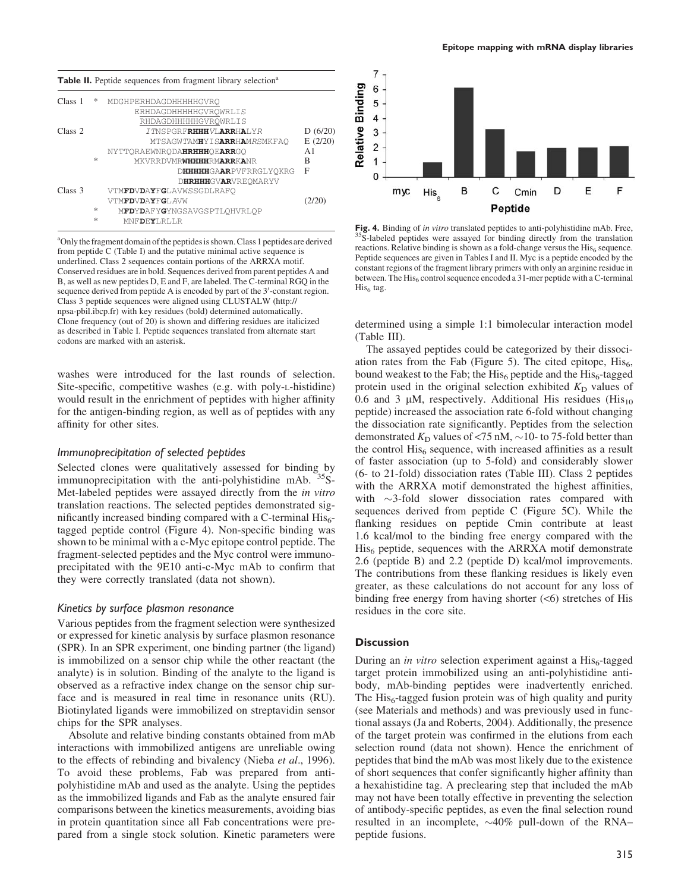**Table II.** Peptide sequences from fragment library selection[a]

| | | | |
|---|---|---|---|
| Class 1 | * | MDGHPERHDAGDHHHHHHGVRQ | |
| | | ERHDAGDHHHHHHGVRQWRLIS | |
| | | RHDAGDHHHHHHGVRQWRLIS | |
| Class 2 | | *ITNSPGRF***RHHH***VL***ARR***HALY*R* | D (6/20) |
| | | MTSAGW*TAM***H**YIS**ARR**HAM*RS*MKFAQ | E (2/20) |
| | | NYTTQRAEWNRQDA**HRHHH**QE**ARR**GQ | A1 |
| | * | MKVRRDVMR**WHHHH**RM**ARR**K**A**NR | B |
| | | D**HHHHH**GA**AR**PVFRRGLYQKRG | F |
| | | D**HRHHH**GV**AR**VREQMARYV | |
| Class 3 | | VTM**FD**V**D**A**YF**G**L**AVWSSGDLRAFQ | |
| | | VTM**FD**V**D**A**YF**G**L***A*VW | (2/20) |
| | * | M**FD**Y**D**AFY**G**YNGSAVGSPTLQHVRLQP | |
| | * | MNF**DE**Y**L**RLLR | |

[a]Only the fragment domain of the peptides is shown. Class 1 peptides are derived from peptide C (Table I) and the putative minimal active sequence is underlined. Class 2 sequences contain portions of the ARRXA motif. Conserved residues are in bold. Sequences derived from parent peptides A and B, as well as new peptides D, E and F, are labeled. The C-terminal RGQ in the sequence derived from peptide A is encoded by part of the 3′-constant region. Class 3 peptide sequences were aligned using CLUSTALW (http://npsa-pbil.ibcp.fr) with key residues (bold) determined automatically. Clone frequency (out of 20) is shown and differing residues are italicized as described in Table I. Peptide sequences translated from alternate start codons are marked with an asterisk.

washes were introduced for the last rounds of selection. Site-specific, competitive washes (e.g. with poly-L-histidine) would result in the enrichment of peptides with higher affinity for the antigen-binding region, as well as of peptides with any affinity for other sites.

### *Immunoprecipitation of selected peptides*

Selected clones were qualitatively assessed for binding by immunoprecipitation with the anti-polyhistidine mAb. $^{35}$S-Met-labeled peptides were assayed directly from the *in vitro* translation reactions. The selected peptides demonstrated significantly increased binding compared with a C-terminal $His_6$-tagged peptide control (Figure 4). Non-specific binding was shown to be minimal with a c-Myc epitope control peptide. The fragment-selected peptides and the Myc control were immunoprecipitated with the 9E10 anti-c-Myc mAb to confirm that they were correctly translated (data not shown).

### *Kinetics by surface plasmon resonance*

Various peptides from the fragment selection were synthesized or expressed for kinetic analysis by surface plasmon resonance (SPR). In an SPR experiment, one binding partner (the ligand) is immobilized on a sensor chip while the other reactant (the analyte) is in solution. Binding of the analyte to the ligand is observed as a refractive index change on the sensor chip surface and is measured in real time in resonance units (RU). Biotinylated ligands were immobilized on streptavidin sensor chips for the SPR analyses.

Absolute and relative binding constants obtained from mAb interactions with immobilized antigens are unreliable owing to the effects of rebinding and bivalency (Nieba *et al*., 1996). To avoid these problems, Fab was prepared from anti-polyhistidine mAb and used as the analyte. Using the peptides as the immobilized ligands and Fab as the analyte ensured fair comparisons between the kinetics measurements, avoiding bias in protein quantitation since all Fab concentrations were prepared from a single stock solution. Kinetic parameters were

**Fig. 4.** Binding of *in vitro* translated peptides to anti-polyhistidine mAb. Free, $^{35}$S-labeled peptides were assayed for binding directly from the translation reactions. Relative binding is shown as a fold-change versus the $His_6$ sequence. Peptide sequences are given in Tables I and II. Myc is a peptide encoded by the constant regions of the fragment library primers with only an arginine residue in between. The $His_6$ control sequence encoded a 31-mer peptide with a C-terminal $His_6$ tag.

determined using a simple 1:1 bimolecular interaction model (Table III).

The assayed peptides could be categorized by their dissociation rates from the Fab (Figure 5). The cited epitope, $His_6$, bound weakest to the Fab; the $His_6$ peptide and the $His_6$-tagged protein used in the original selection exhibited $K_D$ values of 0.6 and 3 μM, respectively. Additional His residues ($His_{10}$ peptide) increased the association rate 6-fold without changing the dissociation rate significantly. Peptides from the selection demonstrated $K_D$ values of <75 nM, ~10- to 75-fold better than the control $His_6$ sequence, with increased affinities as a result of faster association (up to 5-fold) and considerably slower (6- to 21-fold) dissociation rates (Table III). Class 2 peptides with the ARRXA motif demonstrated the highest affinities, with ~3-fold slower dissociation rates compared with sequences derived from peptide C (Figure 5C). While the flanking residues on peptide Cmin contribute at least 1.6 kcal/mol to the binding free energy compared with the $His_6$ peptide, sequences with the ARRXA motif demonstrate 2.6 (peptide B) and 2.2 (peptide D) kcal/mol improvements. The contributions from these flanking residues is likely even greater, as these calculations do not account for any loss of binding free energy from having shorter (<6) stretches of His residues in the core site.

## Discussion

During an *in vitro* selection experiment against a $His_6$-tagged target protein immobilized using an anti-polyhistidine antibody, mAb-binding peptides were inadvertently enriched. The $His_6$-tagged fusion protein was of high quality and purity (see Materials and methods) and was previously used in functional assays (Ja and Roberts, 2004). Additionally, the presence of the target protein was confirmed in the elutions from each selection round (data not shown). Hence the enrichment of peptides that bind the mAb was most likely due to the existence of short sequences that confer significantly higher affinity than a hexahistidine tag. A preclearing step that included the mAb may not have been totally effective in preventing the selection of antibody-specific peptides, as even the final selection round resulted in an incomplete, ~40% pull-down of the RNA–peptide fusions.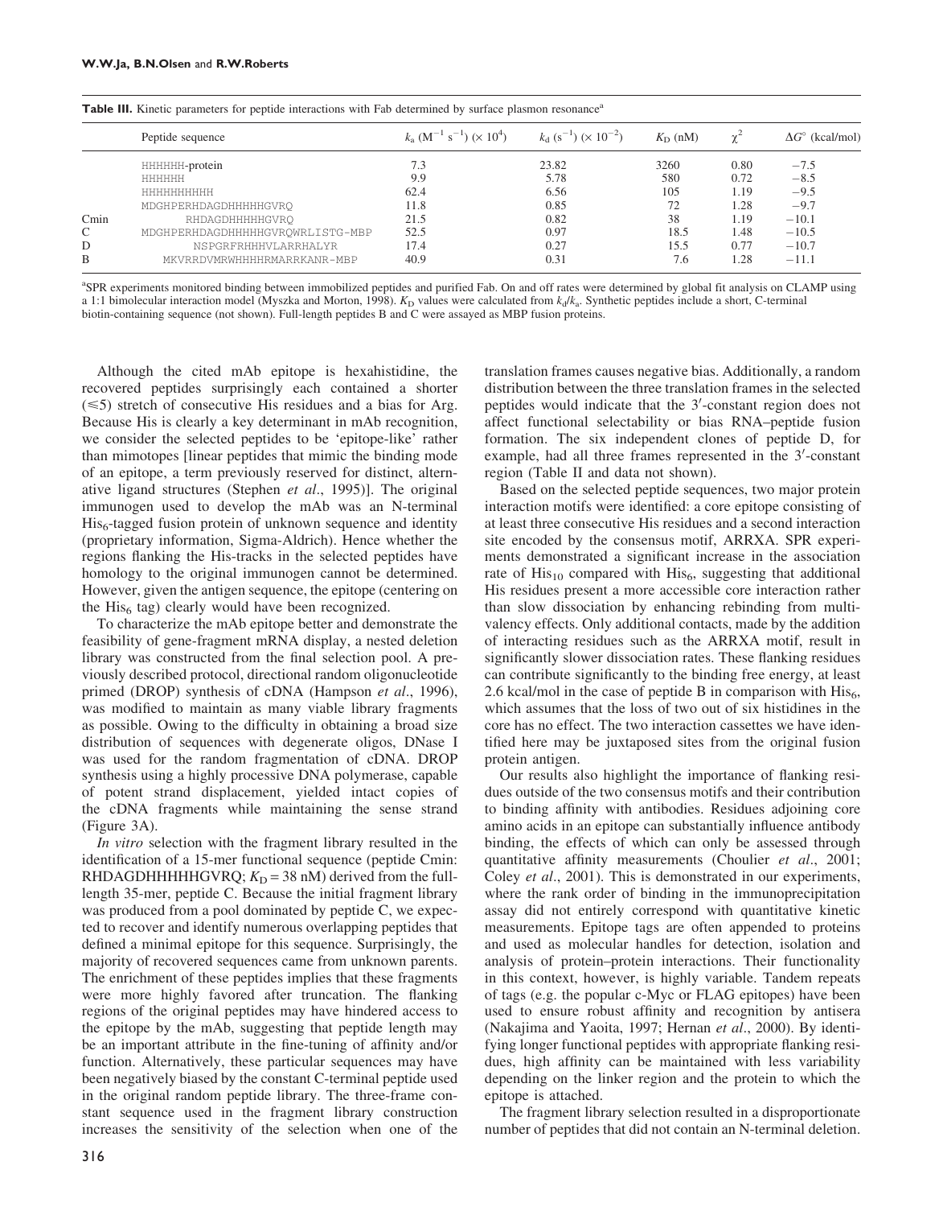**Table III.** Kinetic parameters for peptide interactions with Fab determined by surface plasmon resonance[a]

| | Peptide sequence | $k_a$ ($M^{-1}$ $s^{-1}$) ($\times 10^4$) | $k_d$ ($s^{-1}$) ($\times 10^{-2}$) | $K_D$ (nM) | $\chi^2$ | $\Delta G°$ (kcal/mol) |
|---|---|---|---|---|---|---|
| | HHHHHH-protein | 7.3 | 23.82 | 3260 | 0.80 | −7.5 |
| | HHHHHH | 9.9 | 5.78 | 580 | 0.72 | −8.5 |
| | HHHHHHHHHH | 62.4 | 6.56 | 105 | 1.19 | −9.5 |
| | MDGHPERHDAGDHHHHHGVRQ | 11.8 | 0.85 | 72 | 1.28 | −9.7 |
| Cmin | RHDAGDHHHHHGVRQ | 21.5 | 0.82 | 38 | 1.19 | −10.1 |
| C | MDGHPERHDAGDHHHHHGVRQWRLISTG-MBP | 52.5 | 0.97 | 18.5 | 1.48 | −10.5 |
| D | NSPGRFRHHHVLARRHALYR | 17.4 | 0.27 | 15.5 | 0.77 | −10.7 |
| B | MKVRRDVMRWHHHHRMARRKANR-MBP | 40.9 | 0.31 | 7.6 | 1.28 | −11.1 |

[a]SPR experiments monitored binding between immobilized peptides and purified Fab. On and off rates were determined by global fit analysis on CLAMP using a 1:1 bimolecular interaction model (Myszka and Morton, 1998). $K_D$ values were calculated from $k_d/k_a$. Synthetic peptides include a short, C-terminal biotin-containing sequence (not shown). Full-length peptides B and C were assayed as MBP fusion proteins.

Although the cited mAb epitope is hexahistidine, the recovered peptides surprisingly each contained a shorter ($\leq 5$) stretch of consecutive His residues and a bias for Arg. Because His is clearly a key determinant in mAb recognition, we consider the selected peptides to be 'epitope-like' rather than mimotopes [linear peptides that mimic the binding mode of an epitope, a term previously reserved for distinct, alternative ligand structures (Stephen *et al*., 1995)]. The original immunogen used to develop the mAb was an N-terminal $His_6$-tagged fusion protein of unknown sequence and identity (proprietary information, Sigma-Aldrich). Hence whether the regions flanking the His-tracks in the selected peptides have homology to the original immunogen cannot be determined. However, given the antigen sequence, the epitope (centering on the $His_6$ tag) clearly would have been recognized.

To characterize the mAb epitope better and demonstrate the feasibility of gene-fragment mRNA display, a nested deletion library was constructed from the final selection pool. A previously described protocol, directional random oligonucleotide primed (DROP) synthesis of cDNA (Hampson *et al*., 1996), was modified to maintain as many viable library fragments as possible. Owing to the difficulty in obtaining a broad size distribution of sequences with degenerate oligos, DNase I was used for the random fragmentation of cDNA. DROP synthesis using a highly processive DNA polymerase, capable of potent strand displacement, yielded intact copies of the cDNA fragments while maintaining the sense strand (Figure 3A).

*In vitro* selection with the fragment library resulted in the identification of a 15-mer functional sequence (peptide Cmin: RHDAGDHHHHHGVRQ; $K_D$ = 38 nM) derived from the full-length 35-mer, peptide C. Because the initial fragment library was produced from a pool dominated by peptide C, we expected to recover and identify numerous overlapping peptides that defined a minimal epitope for this sequence. Surprisingly, the majority of recovered sequences came from unknown parents. The enrichment of these peptides implies that these fragments were more highly favored after truncation. The flanking regions of the original peptides may have hindered access to the epitope by the mAb, suggesting that peptide length may be an important attribute in the fine-tuning of affinity and/or function. Alternatively, these particular sequences may have been negatively biased by the constant C-terminal peptide used in the original random peptide library. The three-frame constant sequence used in the fragment library construction increases the sensitivity of the selection when one of the translation frames causes negative bias. Additionally, a random distribution between the three translation frames in the selected peptides would indicate that the 3′-constant region does not affect functional selectability or bias RNA–peptide fusion formation. The six independent clones of peptide D, for example, had all three frames represented in the 3′-constant region (Table II and data not shown).

Based on the selected peptide sequences, two major protein interaction motifs were identified: a core epitope consisting of at least three consecutive His residues and a second interaction site encoded by the consensus motif, ARRXA. SPR experiments demonstrated a significant increase in the association rate of $His_{10}$ compared with $His_6$, suggesting that additional His residues present a more accessible core interaction rather than slow dissociation by enhancing rebinding from multivalency effects. Only additional contacts, made by the addition of interacting residues such as the ARRXA motif, result in significantly slower dissociation rates. These flanking residues can contribute significantly to the binding free energy, at least 2.6 kcal/mol in the case of peptide B in comparison with $His_6$, which assumes that the loss of two out of six histidines in the core has no effect. The two interaction cassettes we have identified here may be juxtaposed sites from the original fusion protein antigen.

Our results also highlight the importance of flanking residues outside of the two consensus motifs and their contribution to binding affinity with antibodies. Residues adjoining core amino acids in an epitope can substantially influence antibody binding, the effects of which can only be assessed through quantitative affinity measurements (Choulier *et al*., 2001; Coley *et al*., 2001). This is demonstrated in our experiments, where the rank order of binding in the immunoprecipitation assay did not entirely correspond with quantitative kinetic measurements. Epitope tags are often appended to proteins and used as molecular handles for detection, isolation and analysis of protein–protein interactions. Their functionality in this context, however, is highly variable. Tandem repeats of tags (e.g. the popular c-Myc or FLAG epitopes) have been used to ensure robust affinity and recognition by antisera (Nakajima and Yaoita, 1997; Hernan *et al*., 2000). By identifying longer functional peptides with appropriate flanking residues, high affinity can be maintained with less variability depending on the linker region and the protein to which the epitope is attached.

The fragment library selection resulted in a disproportionate number of peptides that did not contain an N-terminal deletion.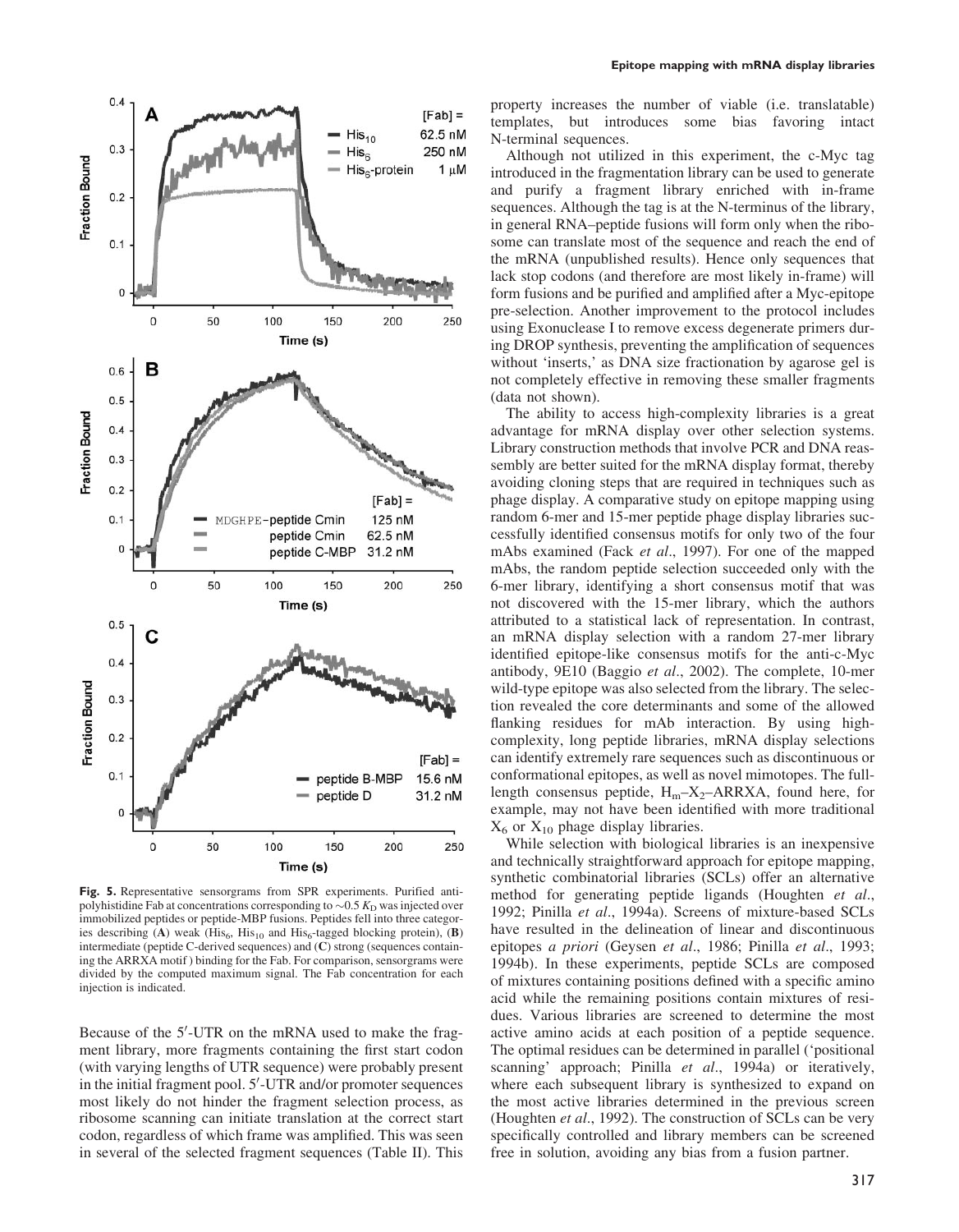A

Fraction Bound

[Fab] =

$His_{10}$ 62.5 nM

$His_6$ 250 nM

$His_6$-protein 1 μM

Time (s)

B

Fraction Bound

[Fab] =

MDGHPE-peptide Cmin 125 nM

peptide Cmin 62.5 nM

peptide C-MBP 31.2 nM

Time (s)

C

Fraction Bound

[Fab] =

peptide B-MBP 15.6 nM

peptide D 31.2 nM

Time (s)

**Fig. 5.** Representative sensorgrams from SPR experiments. Purified anti-polyhistidine Fab at concentrations corresponding to ~0.5 $K_D$ was injected over immobilized peptides or peptide-MBP fusions. Peptides fell into three categories describing (**A**) weak ($His_6$, $His_{10}$ and $His_6$-tagged blocking protein), (**B**) intermediate (peptide C-derived sequences) and (**C**) strong (sequences containing the ARRXA motif) binding for the Fab. For comparison, sensorgrams were divided by the computed maximum signal. The Fab concentration for each injection is indicated.

Because of the 5′-UTR on the mRNA used to make the fragment library, more fragments containing the first start codon (with varying lengths of UTR sequence) were probably present in the initial fragment pool. 5′-UTR and/or promoter sequences most likely do not hinder the fragment selection process, as ribosome scanning can initiate translation at the correct start codon, regardless of which frame was amplified. This was seen in several of the selected fragment sequences (Table II). This property increases the number of viable (i.e. translatable) templates, but introduces some bias favoring intact N-terminal sequences.

Although not utilized in this experiment, the c-Myc tag introduced in the fragmentation library can be used to generate and purify a fragment library enriched with in-frame sequences. Although the tag is at the N-terminus of the library, in general RNA–peptide fusions will form only when the ribosome can translate most of the sequence and reach the end of the mRNA (unpublished results). Hence only sequences that lack stop codons (and therefore are most likely in-frame) will form fusions and be purified and amplified after a Myc-epitope pre-selection. Another improvement to the protocol includes using Exonuclease I to remove excess degenerate primers during DROP synthesis, preventing the amplification of sequences without 'inserts,' as DNA size fractionation by agarose gel is not completely effective in removing these smaller fragments (data not shown).

The ability to access high-complexity libraries is a great advantage for mRNA display over other selection systems. Library construction methods that involve PCR and DNA reassembly are better suited for the mRNA display format, thereby avoiding cloning steps that are required in techniques such as phage display. A comparative study on epitope mapping using random 6-mer and 15-mer peptide phage display libraries successfully identified consensus motifs for only two of the four mAbs examined (Fack *et al*., 1997). For one of the mapped mAbs, the random peptide selection succeeded only with the 6-mer library, identifying a short consensus motif that was not discovered with the 15-mer library, which the authors attributed to a statistical lack of representation. In contrast, an mRNA display selection with a random 27-mer library identified epitope-like consensus motifs for the anti-c-Myc antibody, 9E10 (Baggio *et al*., 2002). The complete, 10-mer wild-type epitope was also selected from the library. The selection revealed the core determinants and some of the allowed flanking residues for mAb interaction. By using high-complexity, long peptide libraries, mRNA display selections can identify extremely rare sequences such as discontinuous or conformational epitopes, as well as novel mimotopes. The full-length consensus peptide, $H_m$–$X_2$–ARRXA, found here, for example, may not have been identified with more traditional $X_6$ or $X_{10}$ phage display libraries.

While selection with biological libraries is an inexpensive and technically straightforward approach for epitope mapping, synthetic combinatorial libraries (SCLs) offer an alternative method for generating peptide ligands (Houghten *et al*., 1992; Pinilla *et al*., 1994a). Screens of mixture-based SCLs have resulted in the delineation of linear and discontinuous epitopes *a priori* (Geysen *et al*., 1986; Pinilla *et al*., 1993; 1994b). In these experiments, peptide SCLs are composed of mixtures containing positions defined with a specific amino acid while the remaining positions contain mixtures of residues. Various libraries are screened to determine the most active amino acids at each position of a peptide sequence. The optimal residues can be determined in parallel ('positional scanning' approach; Pinilla *et al*., 1994a) or iteratively, where each subsequent library is synthesized to expand on the most active libraries determined in the previous screen (Houghten *et al*., 1992). The construction of SCLs can be very specifically controlled and library members can be screened free in solution, avoiding any bias from a fusion partner.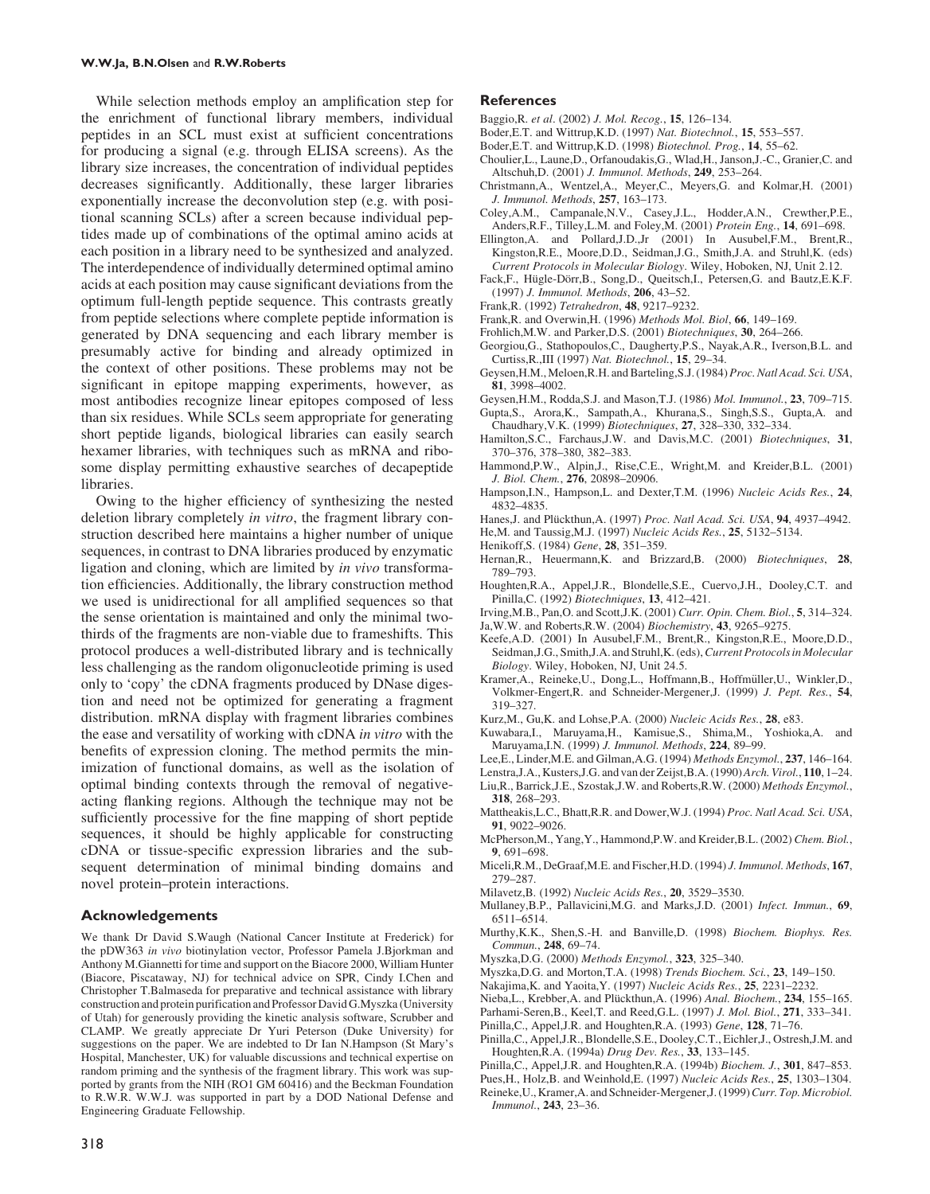While selection methods employ an amplification step for the enrichment of functional library members, individual peptides in an SCL must exist at sufficient concentrations for producing a signal (e.g. through ELISA screens). As the library size increases, the concentration of individual peptides decreases significantly. Additionally, these larger libraries exponentially increase the deconvolution step (e.g. with positional scanning SCLs) after a screen because individual peptides made up of combinations of the optimal amino acids at each position in a library need to be synthesized and analyzed. The interdependence of individually determined optimal amino acids at each position may cause significant deviations from the optimum full-length peptide sequence. This contrasts greatly from peptide selections where complete peptide information is generated by DNA sequencing and each library member is presumably active for binding and already optimized in the context of other positions. These problems may not be significant in epitope mapping experiments, however, as most antibodies recognize linear epitopes composed of less than six residues. While SCLs seem appropriate for generating short peptide ligands, biological libraries can easily search hexamer libraries, with techniques such as mRNA and ribosome display permitting exhaustive searches of decapeptide libraries.

Owing to the higher efficiency of synthesizing the nested deletion library completely *in vitro*, the fragment library construction described here maintains a higher number of unique sequences, in contrast to DNA libraries produced by enzymatic ligation and cloning, which are limited by *in vivo* transformation efficiencies. Additionally, the library construction method we used is unidirectional for all amplified sequences so that the sense orientation is maintained and only the minimal two-thirds of the fragments are non-viable due to frameshifts. This protocol produces a well-distributed library and is technically less challenging as the random oligonucleotide priming is used only to 'copy' the cDNA fragments produced by DNase digestion and need not be optimized for generating a fragment distribution. mRNA display with fragment libraries combines the ease and versatility of working with cDNA *in vitro* with the benefits of expression cloning. The method permits the minimization of functional domains, as well as the isolation of optimal binding contexts through the removal of negative-acting flanking regions. Although the technique may not be sufficiently processive for the fine mapping of short peptide sequences, it should be highly applicable for constructing cDNA or tissue-specific expression libraries and the subsequent determination of minimal binding domains and novel protein–protein interactions.

## Acknowledgements

We thank Dr David S.Waugh (National Cancer Institute at Frederick) for the pDW363 *in vivo* biotinylation vector, Professor Pamela J.Bjorkman and Anthony M.Giannetti for time and support on the Biacore 2000, William Hunter (Biacore, Piscataway, NJ) for technical advice on SPR, Cindy I.Chen and Christopher T.Balmaseda for preparative and technical assistance with library construction and protein purification and Professor David G.Myszka (University of Utah) for generously providing the kinetic analysis software, Scrubber and CLAMP. We greatly appreciate Dr Yuri Peterson (Duke University) for suggestions on the paper. We are indebted to Dr Ian N.Hampson (St Mary's Hospital, Manchester, UK) for valuable discussions and technical expertise on random priming and the synthesis of the fragment library. This work was supported by grants from the NIH (RO1 GM 60416) and the Beckman Foundation to R.W.R. W.W.J. was supported in part by a DOD National Defense and Engineering Graduate Fellowship.

## References

Baggio,R. *et al*. (2002) *J. Mol. Recog.*, **15**, 126–134.

Boder,E.T. and Wittrup,K.D. (1997) *Nat. Biotechnol.*, **15**, 553–557.

Boder,E.T. and Wittrup,K.D. (1998) *Biotechnol. Prog.*, **14**, 55–62.

Choulier,L., Laune,D., Orfanoudakis,G., Wlad,H., Janson,J.-C., Granier,C. and Altschuh,D. (2001) *J. Immunol. Methods*, **249**, 253–264.

Christmann,A., Wentzel,A., Meyer,C., Meyers,G. and Kolmar,H. (2001) *J. Immunol. Methods*, **257**, 163–173.

Coley,A.M., Campanale,N.V., Casey,J.L., Hodder,A.N., Crewther,P.E., Anders,R.F., Tilley,L.M. and Foley,M. (2001) *Protein Eng.*, **14**, 691–698.

Ellington,A. and Pollard,J.D.,Jr (2001) In Ausubel,F.M., Brent,R., Kingston,R.E., Moore,D.D., Seidman,J.G., Smith,J.A. and Struhl,K. (eds) *Current Protocols in Molecular Biology*. Wiley, Hoboken, NJ, Unit 2.12.

Fack,F., Hügle-Dörr,B., Song,D., Queitsch,I., Petersen,G. and Bautz,E.K.F. (1997) *J. Immunol. Methods*, **206**, 43–52.

Frank,R. (1992) *Tetrahedron*, **48**, 9217–9232.

Frank,R. and Overwin,H. (1996) *Methods Mol. Biol*, **66**, 149–169.

Frohlich,M.W. and Parker,D.S. (2001) *Biotechniques*, **30**, 264–266.

Georgiou,G., Stathopoulos,C., Daugherty,P.S., Nayak,A.R., Iverson,B.L. and Curtiss,R.,III (1997) *Nat. Biotechnol.*, **15**, 29–34.

Geysen,H.M., Meloen,R.H. and Barteling,S.J. (1984) *Proc. Natl Acad. Sci. USA*, **81**, 3998–4002.

Geysen,H.M., Rodda,S.J. and Mason,T.J. (1986) *Mol. Immunol.*, **23**, 709–715.

Gupta,S., Arora,K., Sampath,A., Khurana,S., Singh,S.S., Gupta,A. and Chaudhary,V.K. (1999) *Biotechniques*, **27**, 328–330, 332–334.

Hamilton,S.C., Farchaus,J.W. and Davis,M.C. (2001) *Biotechniques*, **31**, 370–376, 378–380, 382–383.

Hammond,P.W., Alpin,J., Rise,C.E., Wright,M. and Kreider,B.L. (2001) *J. Biol. Chem.*, **276**, 20898–20906.

Hampson,I.N., Hampson,L. and Dexter,T.M. (1996) *Nucleic Acids Res.*, **24**, 4832–4835.

Hanes,J. and Plückthun,A. (1997) *Proc. Natl Acad. Sci. USA*, **94**, 4937–4942.

He,M. and Taussig,M.J. (1997) *Nucleic Acids Res.*, **25**, 5132–5134.

Henikoff,S. (1984) *Gene*, **28**, 351–359.

Hernan,R., Heuermann,K. and Brizzard,B. (2000) *Biotechniques*, **28**, 789–793.

Houghten,R.A., Appel,J.R., Blondelle,S.E., Cuervo,J.H., Dooley,C.T. and Pinilla,C. (1992) *Biotechniques*, **13**, 412–421.

Irving,M.B., Pan,O. and Scott,J.K. (2001) *Curr. Opin. Chem. Biol.*, **5**, 314–324.

Ja,W.W. and Roberts,R.W. (2004) *Biochemistry*, **43**, 9265–9275.

Keefe,A.D. (2001) In Ausubel,F.M., Brent,R., Kingston,R.E., Moore,D.D., Seidman,J.G., Smith,J.A. and Struhl,K. (eds), *Current Protocols in Molecular Biology*. Wiley, Hoboken, NJ, Unit 24.5.

Kramer,A., Reineke,U., Dong,L., Hoffmann,B., Hoffmüller,U., Winkler,D., Volkmer-Engert,R. and Schneider-Mergener,J. (1999) *J. Pept. Res.*, **54**, 319–327.

Kurz,M., Gu,K. and Lohse,P.A. (2000) *Nucleic Acids Res.*, **28**, e83.

Kuwabara,I., Maruyama,H., Kamisue,S., Shima,M., Yoshioka,A. and Maruyama,I.N. (1999) *J. Immunol. Methods*, **224**, 89–99.

Lee,E., Linder,M.E. and Gilman,A.G. (1994) *Methods Enzymol.*, **237**, 146–164.

Lenstra,J.A., Kusters,J.G. and van der Zeijst,B.A. (1990) *Arch. Virol.*, **110**, 1–24.

Liu,R., Barrick,J.E., Szostak,J.W. and Roberts,R.W. (2000) *Methods Enzymol.*, **318**, 268–293.

Mattheakis,L.C., Bhatt,R.R. and Dower,W.J. (1994) *Proc. Natl Acad. Sci. USA*, **91**, 9022–9026.

McPherson,M., Yang,Y., Hammond,P.W. and Kreider,B.L. (2002) *Chem. Biol.*, **9**, 691–698.

Miceli,R.M., DeGraaf,M.E. and Fischer,H.D. (1994) *J. Immunol. Methods*, **167**, 279–287.

Milavetz,B. (1992) *Nucleic Acids Res.*, **20**, 3529–3530.

Mullaney,B.P., Pallavicini,M.G. and Marks,J.D. (2001) *Infect. Immun.*, **69**, 6511–6514.

Murthy,K.K., Shen,S.-H. and Banville,D. (1998) *Biochem. Biophys. Res. Commun.*, **248**, 69–74.

Myszka,D.G. (2000) *Methods Enzymol.*, **323**, 325–340.

Myszka,D.G. and Morton,T.A. (1998) *Trends Biochem. Sci.*, **23**, 149–150.

Nakajima,K. and Yaoita,Y. (1997) *Nucleic Acids Res.*, **25**, 2231–2232.

Nieba,L., Krebber,A. and Plückthun,A. (1996) *Anal. Biochem.*, **234**, 155–165.

Parhami-Seren,B., Keel,T. and Reed,G.L. (1997) *J. Mol. Biol.*, **271**, 333–341.

Pinilla,C., Appel,J.R. and Houghten,R.A. (1993) *Gene*, **128**, 71–76.

Pinilla,C., Appel,J.R., Blondelle,S.E., Dooley,C.T., Eichler,J., Ostresh,J.M. and Houghten,R.A. (1994a) *Drug Dev. Res.*, **33**, 133–145.

Pinilla,C., Appel,J.R. and Houghten,R.A. (1994b) *Biochem. J.*, **301**, 847–853.

Pues,H., Holz,B. and Weinhold,E. (1997) *Nucleic Acids Res.*, **25**, 1303–1304.

Reineke,U., Kramer,A. and Schneider-Mergener,J. (1999) *Curr. Top. Microbiol. Immunol.*, **243**, 23–36.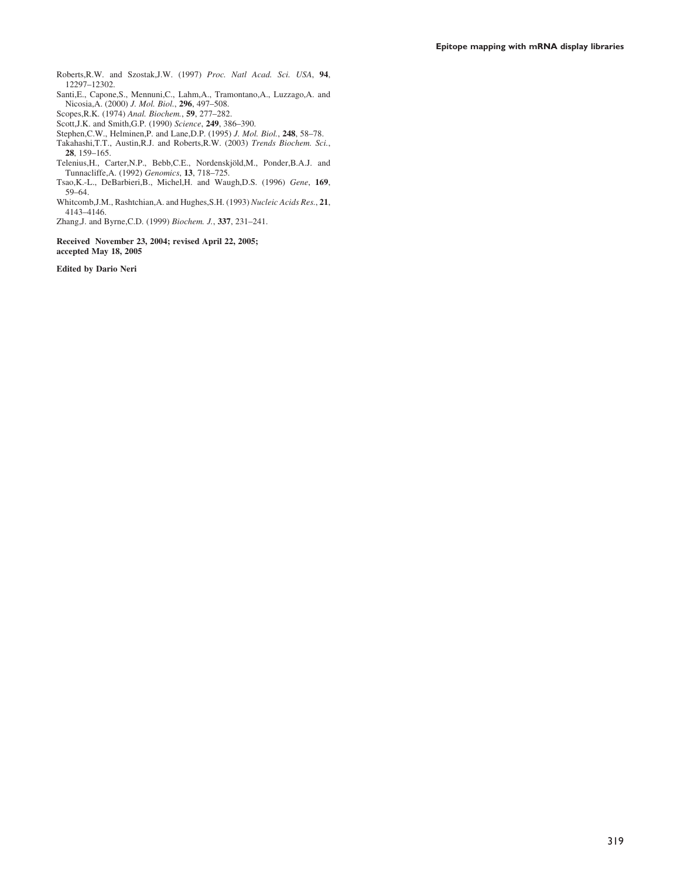Roberts,R.W. and Szostak,J.W. (1997) *Proc. Natl Acad. Sci. USA*, **94**, 12297–12302.

Santi,E., Capone,S., Mennuni,C., Lahm,A., Tramontano,A., Luzzago,A. and Nicosia,A. (2000) *J. Mol. Biol.*, **296**, 497–508.

Scopes,R.K. (1974) *Anal. Biochem.*, **59**, 277–282.

Scott,J.K. and Smith,G.P. (1990) *Science*, **249**, 386–390.

Stephen,C.W., Helminen,P. and Lane,D.P. (1995) *J. Mol. Biol.*, **248**, 58–78.

Takahashi,T.T., Austin,R.J. and Roberts,R.W. (2003) *Trends Biochem. Sci.*, **28**, 159–165.

Telenius,H., Carter,N.P., Bebb,C.E., Nordenskjöld,M., Ponder,B.A.J. and Tunnacliffe,A. (1992) *Genomics*, **13**, 718–725.

Tsao,K.-L., DeBarbieri,B., Michel,H. and Waugh,D.S. (1996) *Gene*, **169**, 59–64.

Whitcomb,J.M., Rashtchian,A. and Hughes,S.H. (1993) *Nucleic Acids Res.*, **21**, 4143–4146.

Zhang,J. and Byrne,C.D. (1999) *Biochem. J.*, **337**, 231–241.

**Received November 23, 2004; revised April 22, 2005; accepted May 18, 2005**

**Edited by Dario Neri**